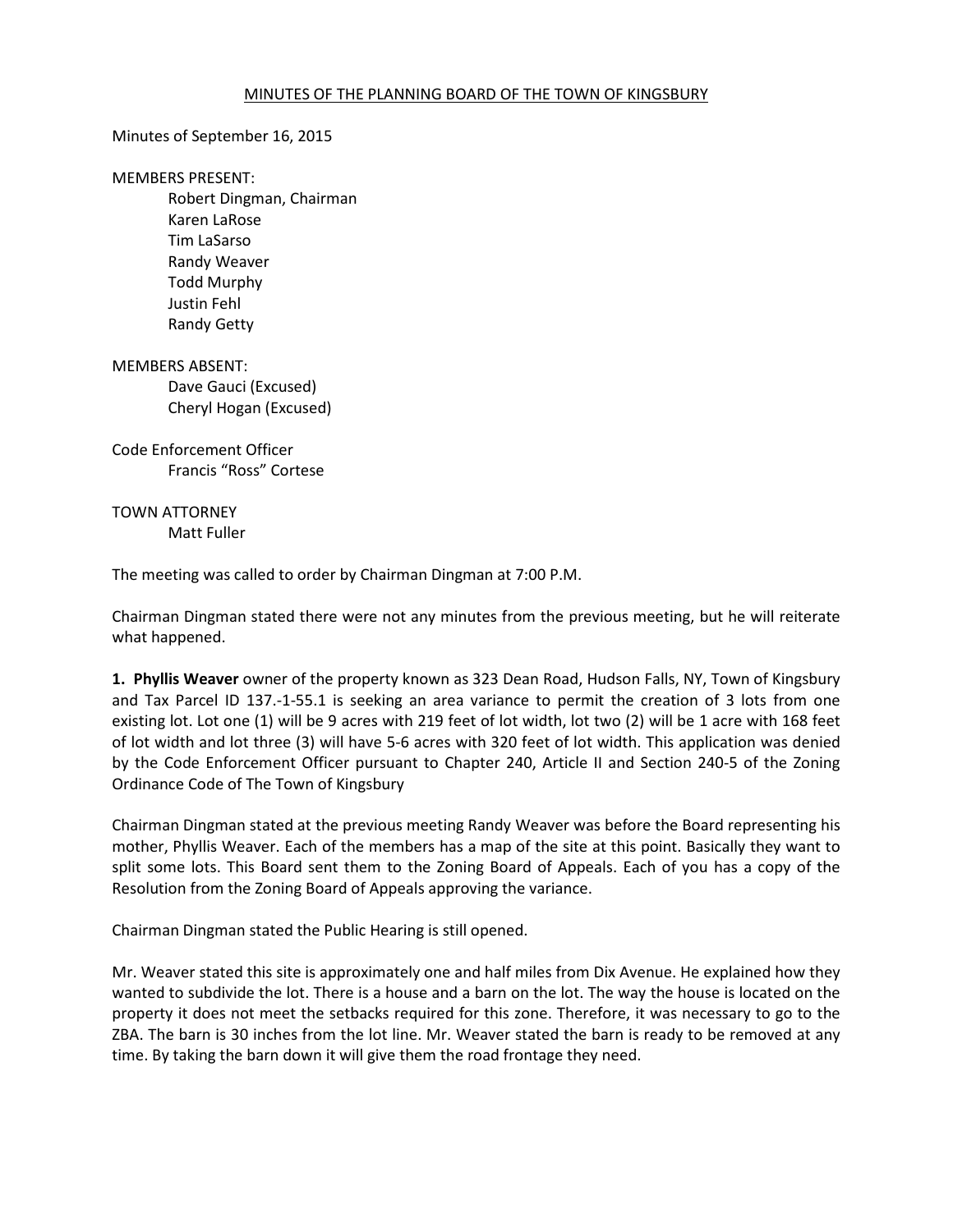# MINUTES OF THE PLANNING BOARD OF THE TOWN OF KINGSBURY

Minutes of September 16, 2015

MEMBERS PRESENT:
- Robert Dingman, Chairman
- Karen LaRose
- Tim LaSarso
- Randy Weaver
- Todd Murphy
- Justin Fehl
- Randy Getty

MEMBERS ABSENT:
- Dave Gauci (Excused)
- Cheryl Hogan (Excused)

Code Enforcement Officer
- Francis "Ross" Cortese

TOWN ATTORNEY
- Matt Fuller

The meeting was called to order by Chairman Dingman at 7:00 P.M.

Chairman Dingman stated there were not any minutes from the previous meeting, but he will reiterate what happened.

**1. Phyllis Weaver** owner of the property known as 323 Dean Road, Hudson Falls, NY, Town of Kingsbury and Tax Parcel ID 137.-1-55.1 is seeking an area variance to permit the creation of 3 lots from one existing lot. Lot one (1) will be 9 acres with 219 feet of lot width, lot two (2) will be 1 acre with 168 feet of lot width and lot three (3) will have 5-6 acres with 320 feet of lot width. This application was denied by the Code Enforcement Officer pursuant to Chapter 240, Article II and Section 240-5 of the Zoning Ordinance Code of The Town of Kingsbury

Chairman Dingman stated at the previous meeting Randy Weaver was before the Board representing his mother, Phyllis Weaver. Each of the members has a map of the site at this point. Basically they want to split some lots. This Board sent them to the Zoning Board of Appeals. Each of you has a copy of the Resolution from the Zoning Board of Appeals approving the variance.

Chairman Dingman stated the Public Hearing is still opened.

Mr. Weaver stated this site is approximately one and half miles from Dix Avenue. He explained how they wanted to subdivide the lot. There is a house and a barn on the lot. The way the house is located on the property it does not meet the setbacks required for this zone. Therefore, it was necessary to go to the ZBA. The barn is 30 inches from the lot line. Mr. Weaver stated the barn is ready to be removed at any time. By taking the barn down it will give them the road frontage they need.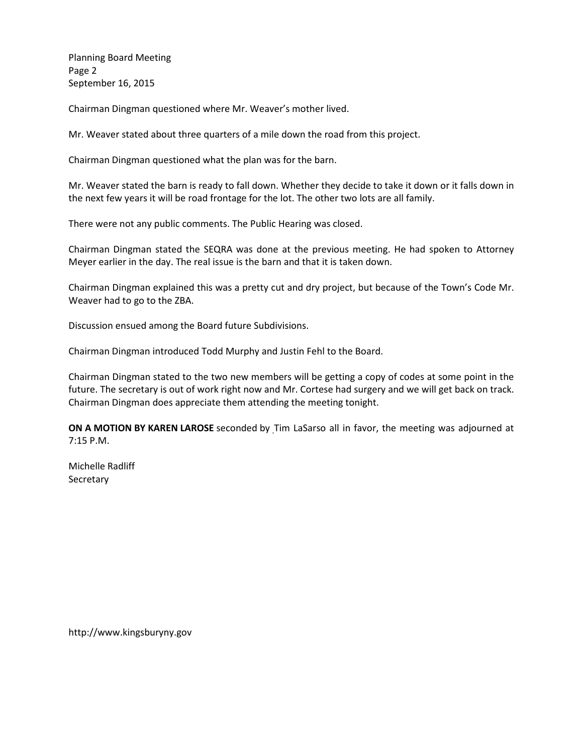Chairman Dingman questioned where Mr. Weaver's mother lived.

Mr. Weaver stated about three quarters of a mile down the road from this project.

Chairman Dingman questioned what the plan was for the barn.

Mr. Weaver stated the barn is ready to fall down. Whether they decide to take it down or it falls down in the next few years it will be road frontage for the lot. The other two lots are all family.

There were not any public comments. The Public Hearing was closed.

Chairman Dingman stated the SEQRA was done at the previous meeting. He had spoken to Attorney Meyer earlier in the day. The real issue is the barn and that it is taken down.

Chairman Dingman explained this was a pretty cut and dry project, but because of the Town's Code Mr. Weaver had to go to the ZBA.

Discussion ensued among the Board future Subdivisions.

Chairman Dingman introduced Todd Murphy and Justin Fehl to the Board.

Chairman Dingman stated to the two new members will be getting a copy of codes at some point in the future. The secretary is out of work right now and Mr. Cortese had surgery and we will get back on track. Chairman Dingman does appreciate them attending the meeting tonight.

**ON A MOTION BY KAREN LAROSE** seconded by Tim LaSarso all in favor, the meeting was adjourned at 7:15 P.M.

Michelle Radliff
Secretary

http://www.kingsburyny.gov